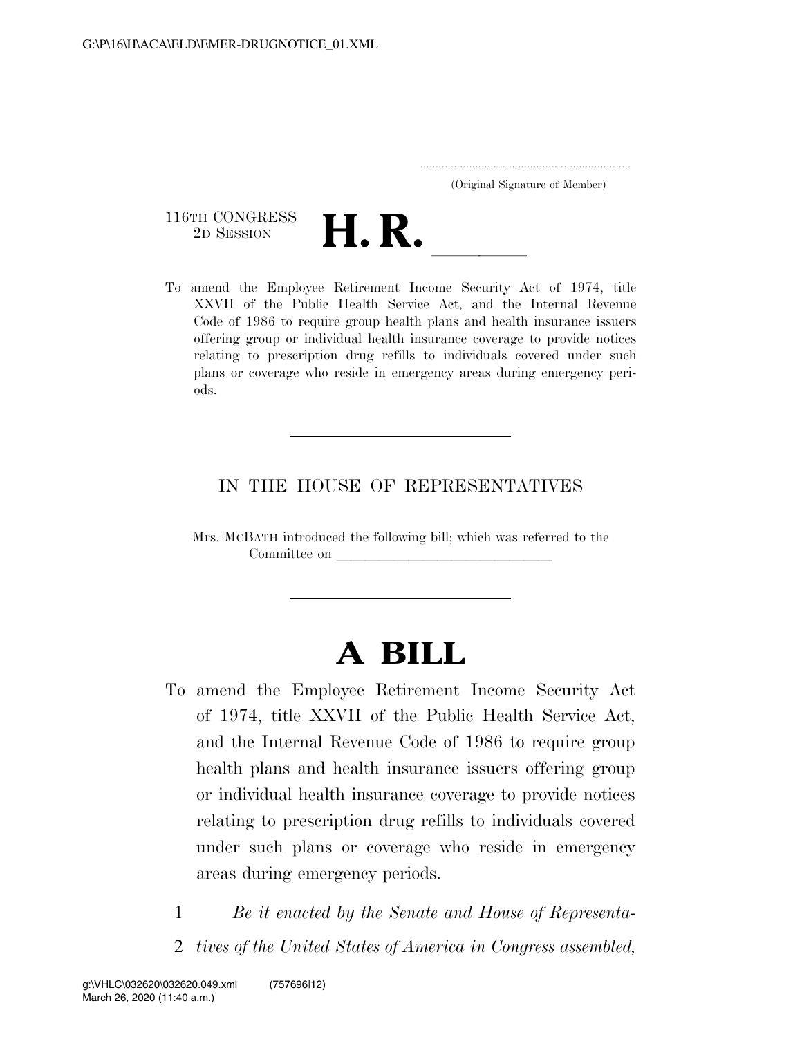G:\P\16\H\ACA\ELD\EMER-DRUGNOTICE_01.XML

(Original Signature of Member)

116TH CONGRESS
2D SESSION

# H. R. ____

To amend the Employee Retirement Income Security Act of 1974, title XXVII of the Public Health Service Act, and the Internal Revenue Code of 1986 to require group health plans and health insurance issuers offering group or individual health insurance coverage to provide notices relating to prescription drug refills to individuals covered under such plans or coverage who reside in emergency areas during emergency periods.

IN THE HOUSE OF REPRESENTATIVES

Mrs. MCBATH introduced the following bill; which was referred to the Committee on ______________________________

# A BILL

To amend the Employee Retirement Income Security Act of 1974, title XXVII of the Public Health Service Act, and the Internal Revenue Code of 1986 to require group health plans and health insurance issuers offering group or individual health insurance coverage to provide notices relating to prescription drug refills to individuals covered under such plans or coverage who reside in emergency areas during emergency periods.

1 *Be it enacted by the Senate and House of Representa-*
2 *tives of the United States of America in Congress assembled,*

g:\VHLC\032620\032620.049.xml (757696|12)
March 26, 2020 (11:40 a.m.)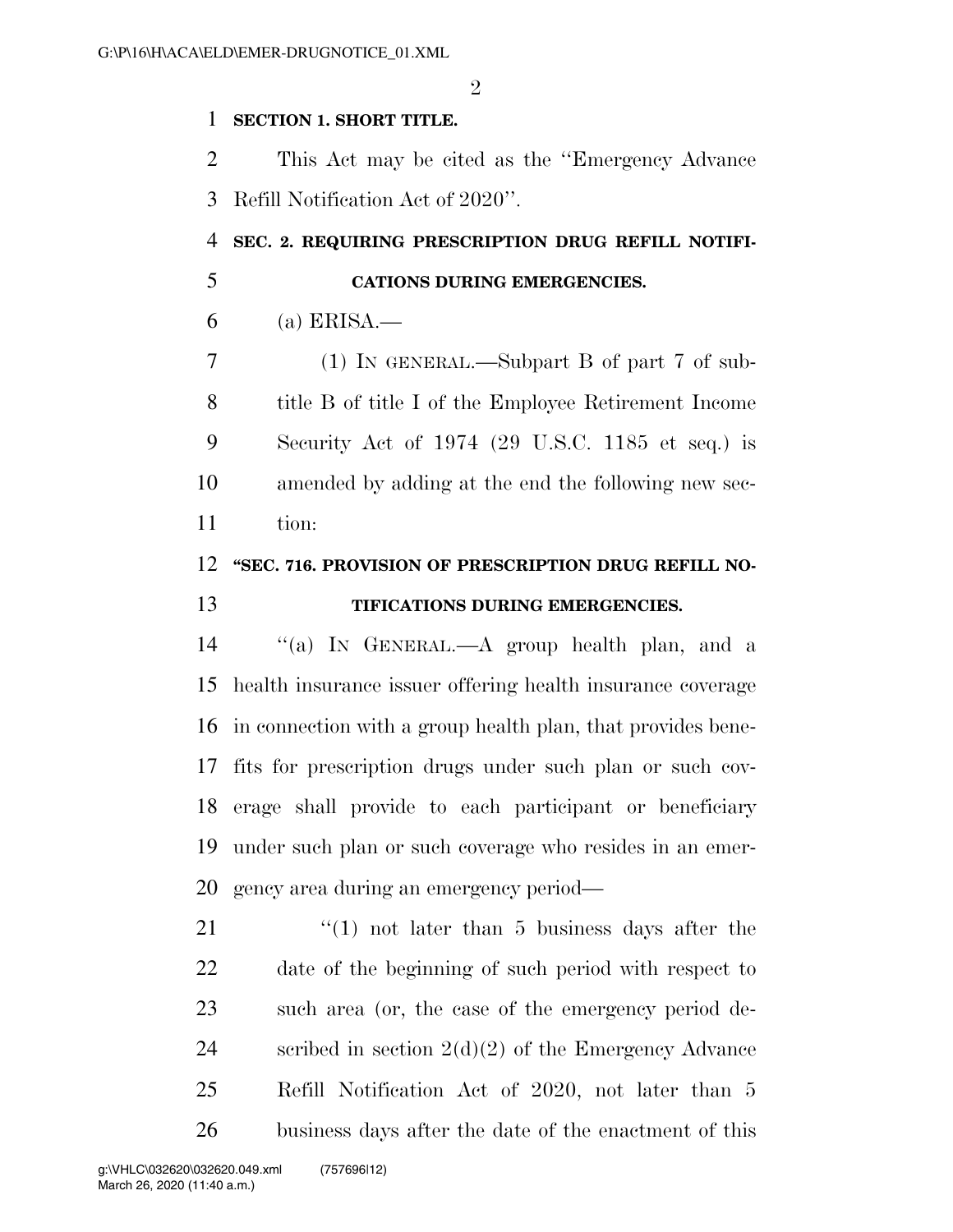**SECTION 1. SHORT TITLE.**

This Act may be cited as the ''Emergency Advance Refill Notification Act of 2020''.

**SEC. 2. REQUIRING PRESCRIPTION DRUG REFILL NOTIFICATIONS DURING EMERGENCIES.**

(a) ERISA.—

(1) IN GENERAL.—Subpart B of part 7 of subtitle B of title I of the Employee Retirement Income Security Act of 1974 (29 U.S.C. 1185 et seq.) is amended by adding at the end the following new section:

**''SEC. 716. PROVISION OF PRESCRIPTION DRUG REFILL NOTIFICATIONS DURING EMERGENCIES.**

''(a) IN GENERAL.—A group health plan, and a health insurance issuer offering health insurance coverage in connection with a group health plan, that provides benefits for prescription drugs under such plan or such coverage shall provide to each participant or beneficiary under such plan or such coverage who resides in an emergency area during an emergency period—

''(1) not later than 5 business days after the date of the beginning of such period with respect to such area (or, the case of the emergency period described in section 2(d)(2) of the Emergency Advance Refill Notification Act of 2020, not later than 5 business days after the date of the enactment of this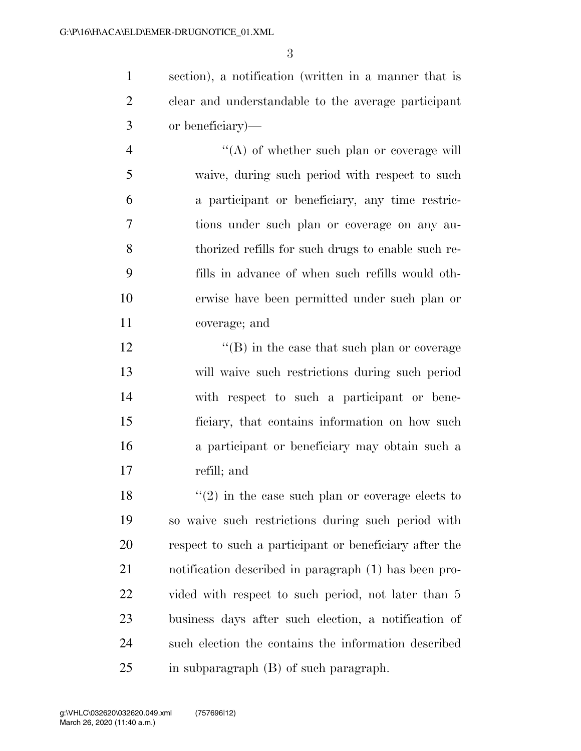section), a notification (written in a manner that is clear and understandable to the average participant or beneficiary)—

"(A) of whether such plan or coverage will waive, during such period with respect to such a participant or beneficiary, any time restrictions under such plan or coverage on any authorized refills for such drugs to enable such refills in advance of when such refills would otherwise have been permitted under such plan or coverage; and

"(B) in the case that such plan or coverage will waive such restrictions during such period with respect to such a participant or beneficiary, that contains information on how such a participant or beneficiary may obtain such a refill; and

"(2) in the case such plan or coverage elects to so waive such restrictions during such period with respect to such a participant or beneficiary after the notification described in paragraph (1) has been provided with respect to such period, not later than 5 business days after such election, a notification of such election the contains the information described in subparagraph (B) of such paragraph.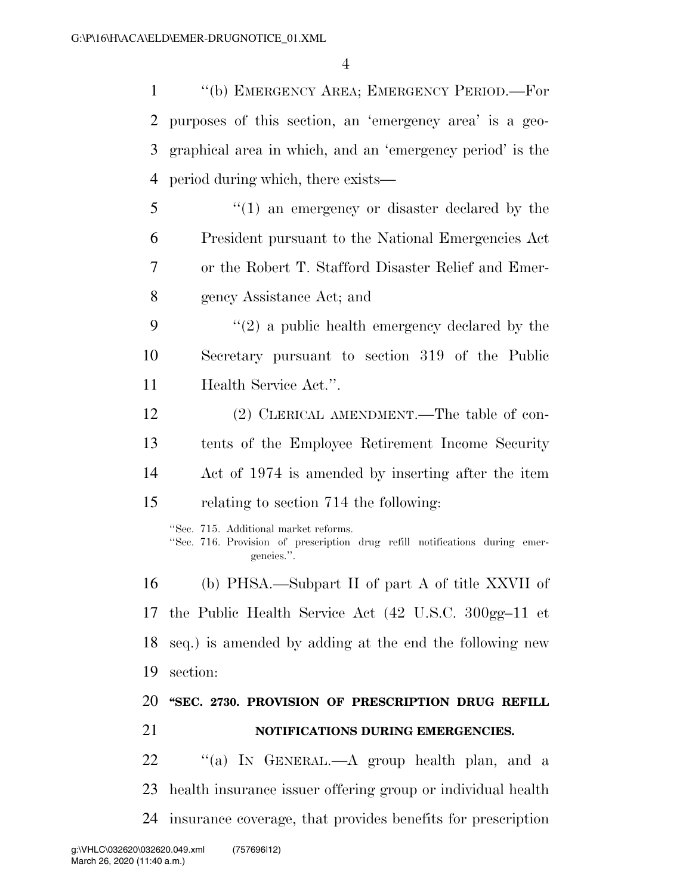"(b) EMERGENCY AREA; EMERGENCY PERIOD.—For purposes of this section, an 'emergency area' is a geographical area in which, and an 'emergency period' is the period during which, there exists—

"(1) an emergency or disaster declared by the President pursuant to the National Emergencies Act or the Robert T. Stafford Disaster Relief and Emergency Assistance Act; and

"(2) a public health emergency declared by the Secretary pursuant to section 319 of the Public Health Service Act.".

(2) CLERICAL AMENDMENT.—The table of contents of the Employee Retirement Income Security Act of 1974 is amended by inserting after the item relating to section 714 the following:

"Sec. 715. Additional market reforms.
"Sec. 716. Provision of prescription drug refill notifications during emergencies.".

(b) PHSA.—Subpart II of part A of title XXVII of the Public Health Service Act (42 U.S.C. 300gg–11 et seq.) is amended by adding at the end the following new section:

**"SEC. 2730. PROVISION OF PRESCRIPTION DRUG REFILL NOTIFICATIONS DURING EMERGENCIES.**

"(a) IN GENERAL.—A group health plan, and a health insurance issuer offering group or individual health insurance coverage, that provides benefits for prescription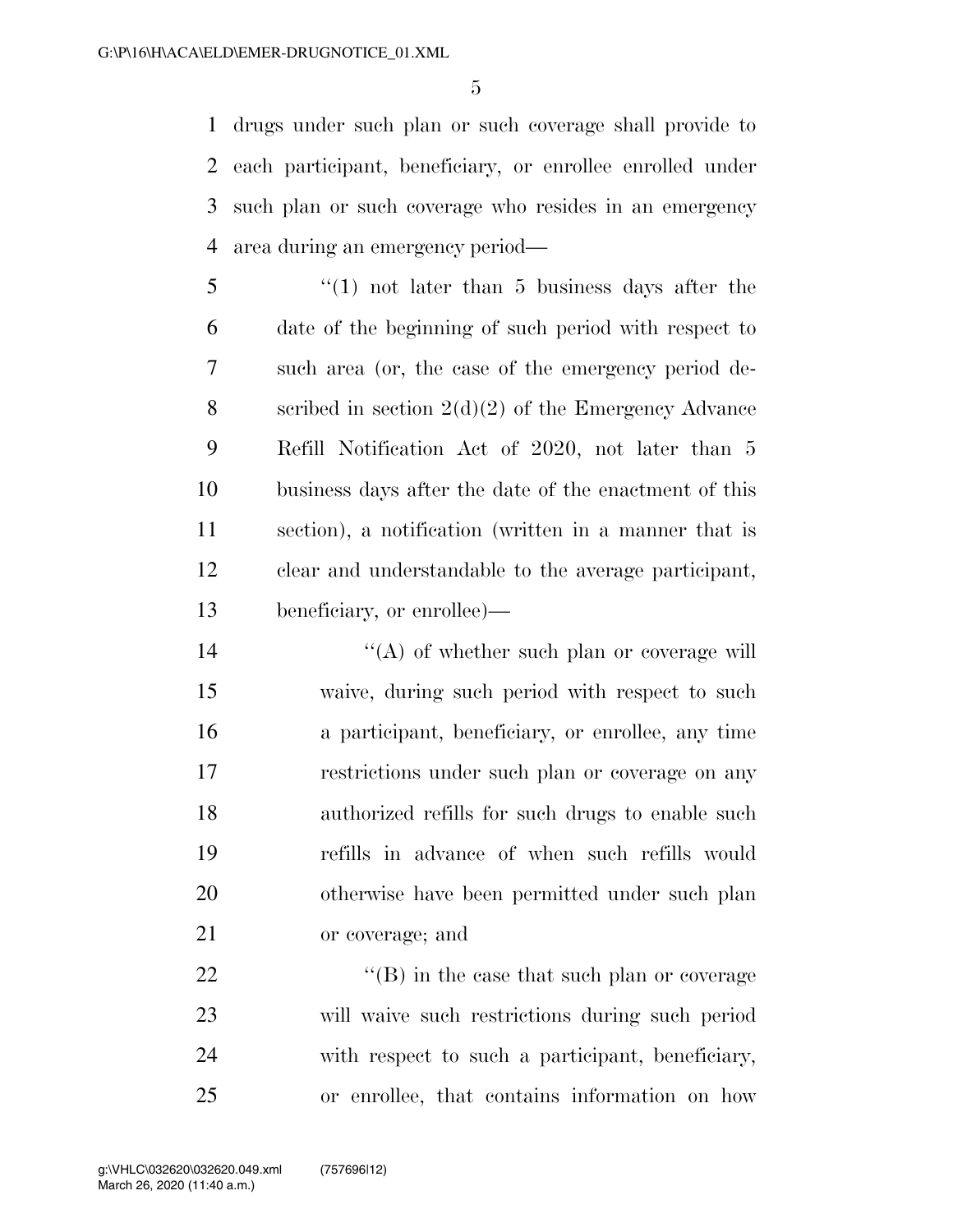drugs under such plan or such coverage shall provide to each participant, beneficiary, or enrollee enrolled under such plan or such coverage who resides in an emergency area during an emergency period—

"(1) not later than 5 business days after the date of the beginning of such period with respect to such area (or, the case of the emergency period described in section 2(d)(2) of the Emergency Advance Refill Notification Act of 2020, not later than 5 business days after the date of the enactment of this section), a notification (written in a manner that is clear and understandable to the average participant, beneficiary, or enrollee)—

"(A) of whether such plan or coverage will waive, during such period with respect to such a participant, beneficiary, or enrollee, any time restrictions under such plan or coverage on any authorized refills for such drugs to enable such refills in advance of when such refills would otherwise have been permitted under such plan or coverage; and

"(B) in the case that such plan or coverage will waive such restrictions during such period with respect to such a participant, beneficiary, or enrollee, that contains information on how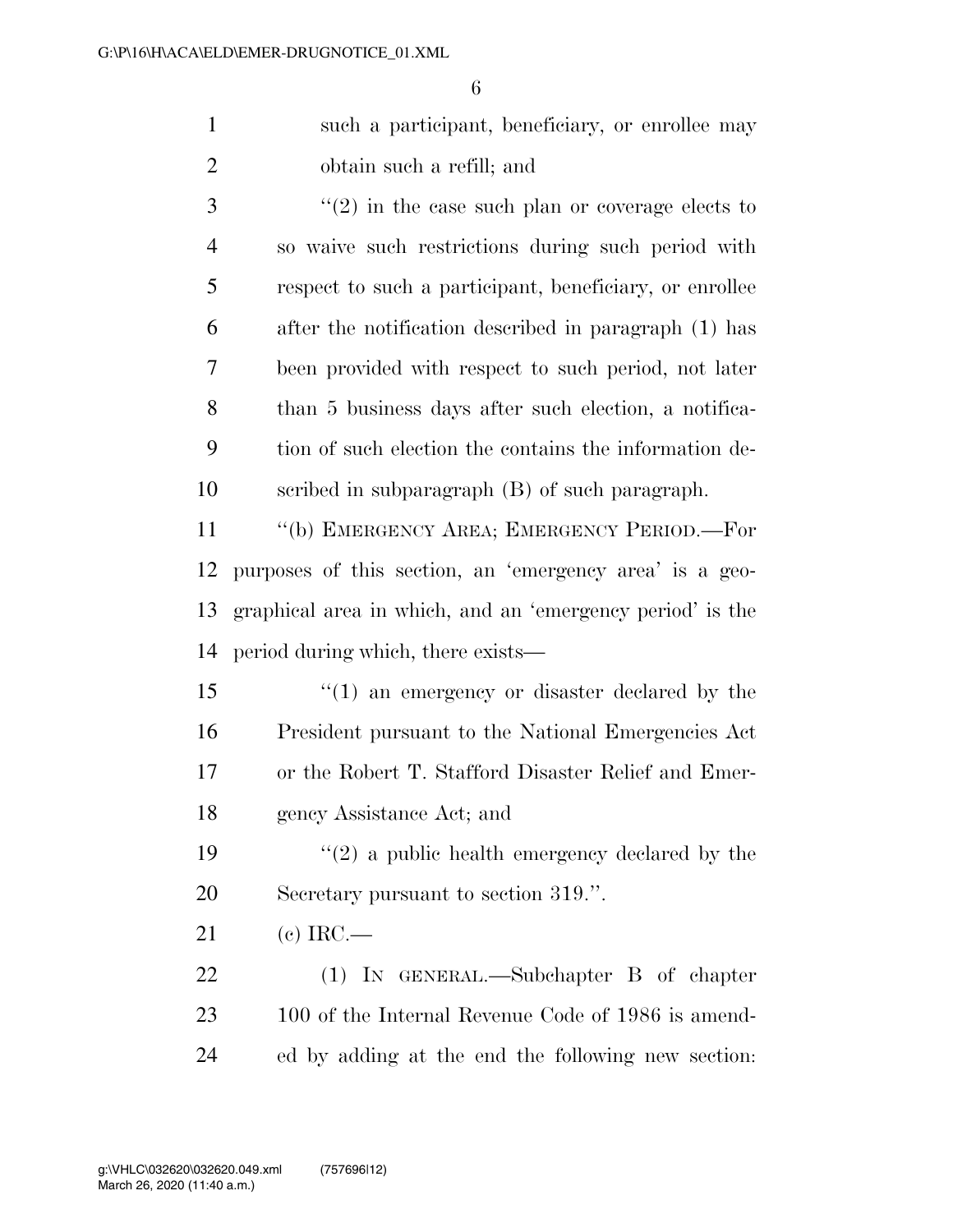such a participant, beneficiary, or enrollee may obtain such a refill; and

"(2) in the case such plan or coverage elects to so waive such restrictions during such period with respect to such a participant, beneficiary, or enrollee after the notification described in paragraph (1) has been provided with respect to such period, not later than 5 business days after such election, a notification of such election the contains the information described in subparagraph (B) of such paragraph.

"(b) EMERGENCY AREA; EMERGENCY PERIOD.—For purposes of this section, an 'emergency area' is a geographical area in which, and an 'emergency period' is the period during which, there exists—

"(1) an emergency or disaster declared by the President pursuant to the National Emergencies Act or the Robert T. Stafford Disaster Relief and Emergency Assistance Act; and

"(2) a public health emergency declared by the Secretary pursuant to section 319.".

(c) IRC.—

(1) IN GENERAL.—Subchapter B of chapter 100 of the Internal Revenue Code of 1986 is amended by adding at the end the following new section: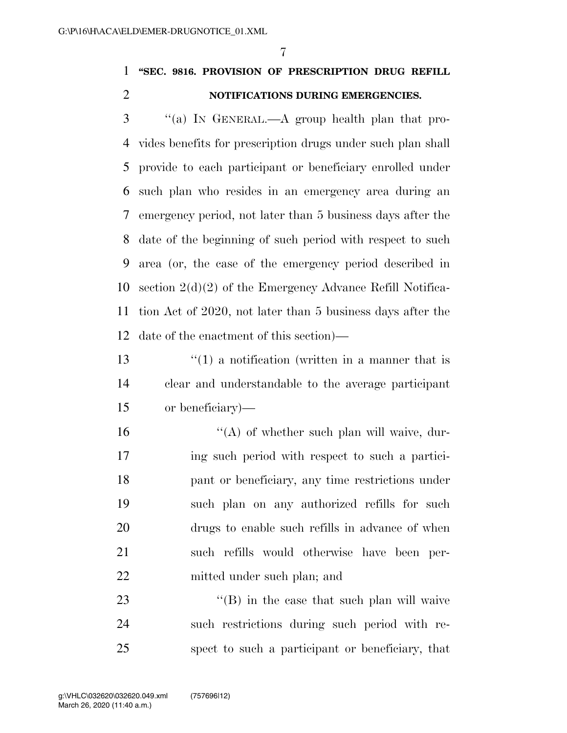**"SEC. 9816. PROVISION OF PRESCRIPTION DRUG REFILL NOTIFICATIONS DURING EMERGENCIES.**

"(a) IN GENERAL.—A group health plan that provides benefits for prescription drugs under such plan shall provide to each participant or beneficiary enrolled under such plan who resides in an emergency area during an emergency period, not later than 5 business days after the date of the beginning of such period with respect to such area (or, the case of the emergency period described in section 2(d)(2) of the Emergency Advance Refill Notification Act of 2020, not later than 5 business days after the date of the enactment of this section)—

"(1) a notification (written in a manner that is clear and understandable to the average participant or beneficiary)—

"(A) of whether such plan will waive, during such period with respect to such a participant or beneficiary, any time restrictions under such plan on any authorized refills for such drugs to enable such refills in advance of when such refills would otherwise have been permitted under such plan; and

"(B) in the case that such plan will waive such restrictions during such period with respect to such a participant or beneficiary, that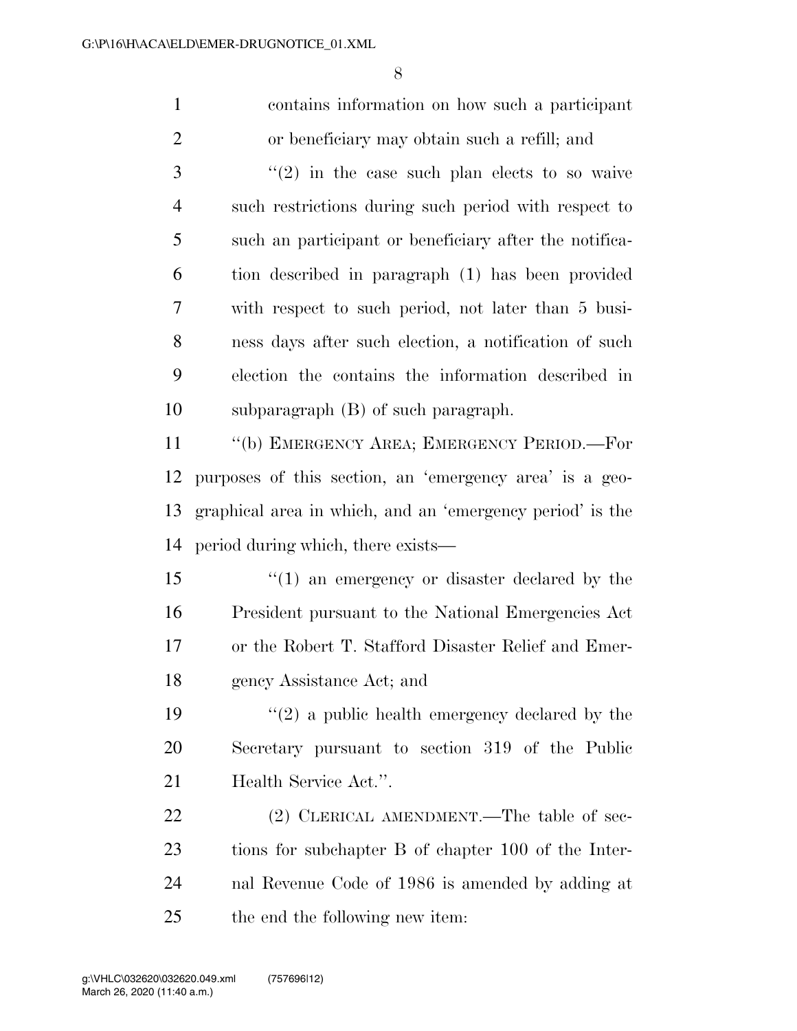contains information on how such a participant or beneficiary may obtain such a refill; and

"(2) in the case such plan elects to so waive such restrictions during such period with respect to such an participant or beneficiary after the notification described in paragraph (1) has been provided with respect to such period, not later than 5 business days after such election, a notification of such election the contains the information described in subparagraph (B) of such paragraph.

"(b) EMERGENCY AREA; EMERGENCY PERIOD.—For purposes of this section, an 'emergency area' is a geographical area in which, and an 'emergency period' is the period during which, there exists—

"(1) an emergency or disaster declared by the President pursuant to the National Emergencies Act or the Robert T. Stafford Disaster Relief and Emergency Assistance Act; and

"(2) a public health emergency declared by the Secretary pursuant to section 319 of the Public Health Service Act.".

(2) CLERICAL AMENDMENT.—The table of sections for subchapter B of chapter 100 of the Internal Revenue Code of 1986 is amended by adding at the end the following new item: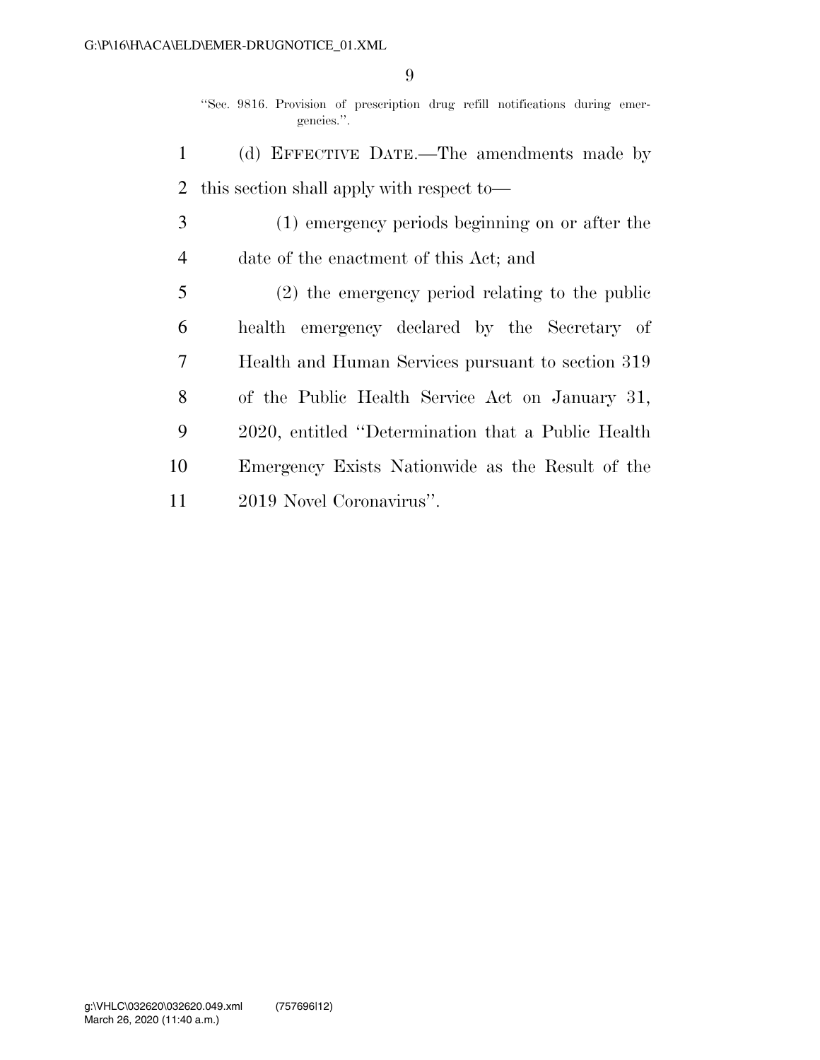"Sec. 9816. Provision of prescription drug refill notifications during emergencies.".

(d) EFFECTIVE DATE.—The amendments made by this section shall apply with respect to—

(1) emergency periods beginning on or after the date of the enactment of this Act; and

(2) the emergency period relating to the public health emergency declared by the Secretary of Health and Human Services pursuant to section 319 of the Public Health Service Act on January 31, 2020, entitled "Determination that a Public Health Emergency Exists Nationwide as the Result of the 2019 Novel Coronavirus".